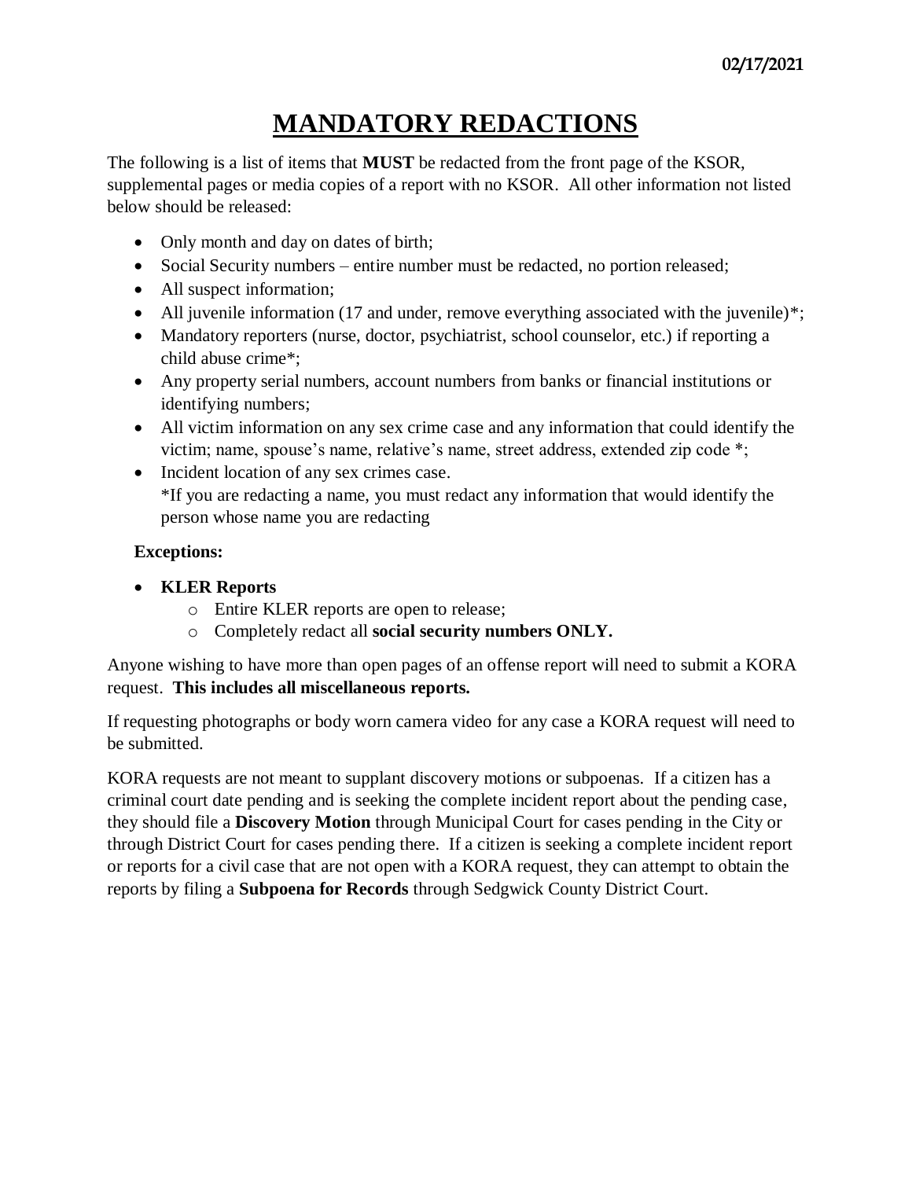**02/17/2021**

# MANDATORY REDACTIONS

The following is a list of items that **MUST** be redacted from the front page of the KSOR, supplemental pages or media copies of a report with no KSOR. All other information not listed below should be released:

- Only month and day on dates of birth;
- Social Security numbers – entire number must be redacted, no portion released;
- All suspect information;
- All juvenile information (17 and under, remove everything associated with the juvenile)*;
- Mandatory reporters (nurse, doctor, psychiatrist, school counselor, etc.) if reporting a child abuse crime*;
- Any property serial numbers, account numbers from banks or financial institutions or identifying numbers;
- All victim information on any sex crime case and any information that could identify the victim; name, spouse's name, relative's name, street address, extended zip code *;
- Incident location of any sex crimes case.
  *If you are redacting a name, you must redact any information that would identify the person whose name you are redacting

**Exceptions:**

- **KLER Reports**
  - Entire KLER reports are open to release;
  - Completely redact all **social security numbers ONLY.**

Anyone wishing to have more than open pages of an offense report will need to submit a KORA request. **This includes all miscellaneous reports.**

If requesting photographs or body worn camera video for any case a KORA request will need to be submitted.

KORA requests are not meant to supplant discovery motions or subpoenas. If a citizen has a criminal court date pending and is seeking the complete incident report about the pending case, they should file a **Discovery Motion** through Municipal Court for cases pending in the City or through District Court for cases pending there. If a citizen is seeking a complete incident report or reports for a civil case that are not open with a KORA request, they can attempt to obtain the reports by filing a **Subpoena for Records** through Sedgwick County District Court.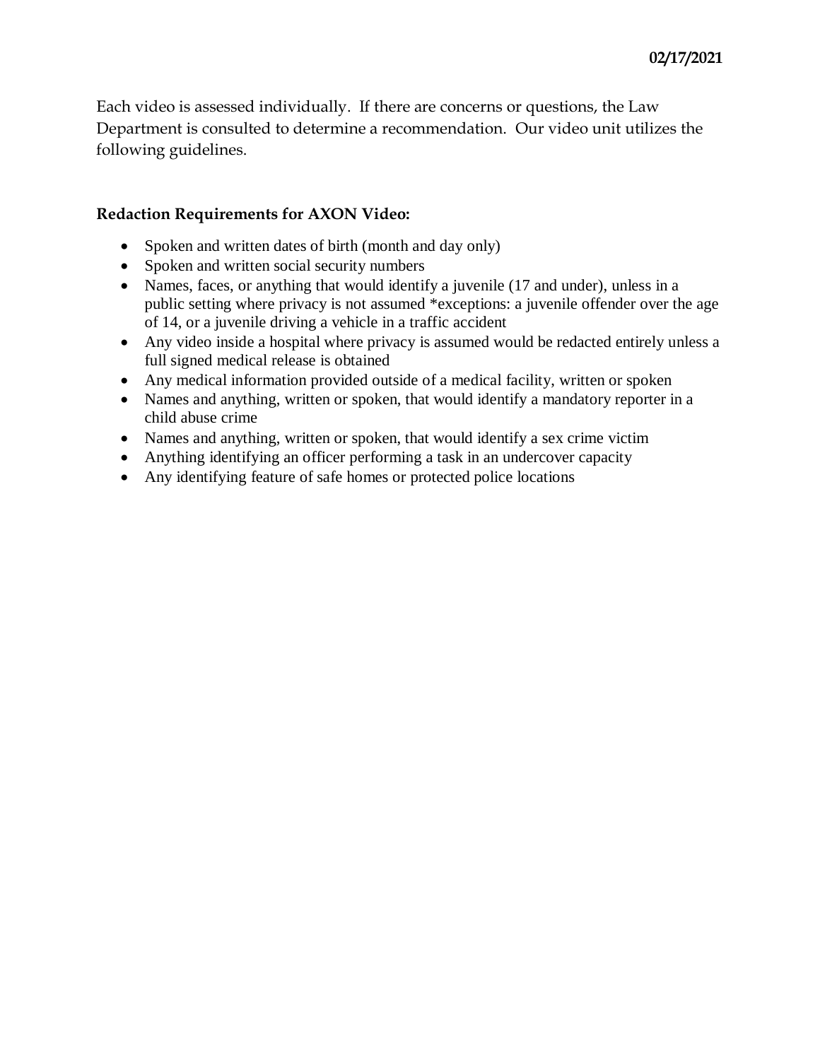**02/17/2021**

Each video is assessed individually. If there are concerns or questions, the Law Department is consulted to determine a recommendation. Our video unit utilizes the following guidelines.

**Redaction Requirements for AXON Video:**

- Spoken and written dates of birth (month and day only)
- Spoken and written social security numbers
- Names, faces, or anything that would identify a juvenile (17 and under), unless in a public setting where privacy is not assumed *exceptions: a juvenile offender over the age of 14, or a juvenile driving a vehicle in a traffic accident
- Any video inside a hospital where privacy is assumed would be redacted entirely unless a full signed medical release is obtained
- Any medical information provided outside of a medical facility, written or spoken
- Names and anything, written or spoken, that would identify a mandatory reporter in a child abuse crime
- Names and anything, written or spoken, that would identify a sex crime victim
- Anything identifying an officer performing a task in an undercover capacity
- Any identifying feature of safe homes or protected police locations